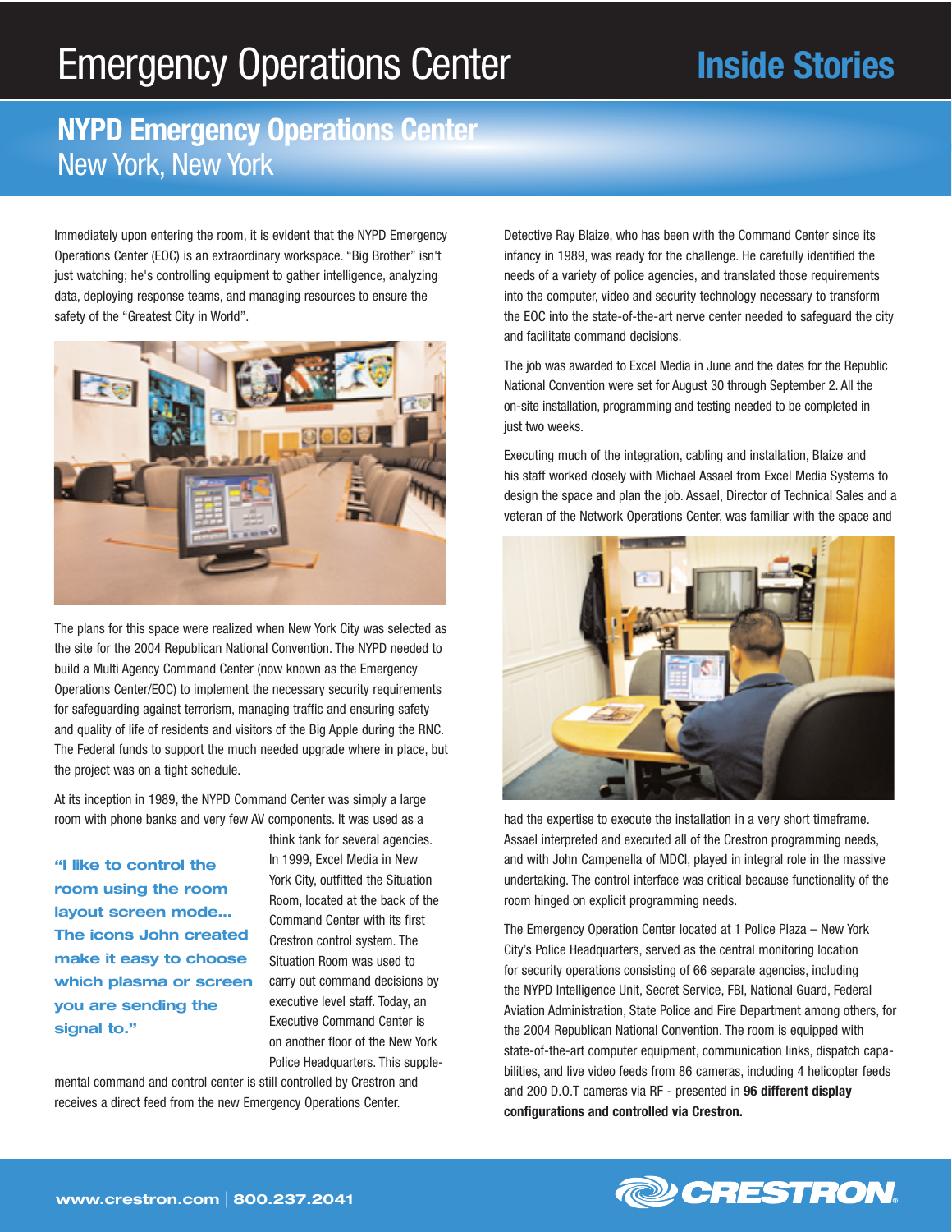# Emergency Operations Center

**Inside Stories**

## NYPD Emergency Operations Center
New York, New York

Immediately upon entering the room, it is evident that the NYPD Emergency Operations Center (EOC) is an extraordinary workspace. "Big Brother" isn't just watching; he's controlling equipment to gather intelligence, analyzing data, deploying response teams, and managing resources to ensure the safety of the "Greatest City in World".

The plans for this space were realized when New York City was selected as the site for the 2004 Republican National Convention. The NYPD needed to build a Multi Agency Command Center (now known as the Emergency Operations Center/EOC) to implement the necessary security requirements for safeguarding against terrorism, managing traffic and ensuring safety and quality of life of residents and visitors of the Big Apple during the RNC. The Federal funds to support the much needed upgrade where in place, but the project was on a tight schedule.

At its inception in 1989, the NYPD Command Center was simply a large room with phone banks and very few AV components. It was used as a think tank for several agencies. In 1999, Excel Media in New York City, outfitted the Situation Room, located at the back of the Command Center with its first Crestron control system. The Situation Room was used to carry out command decisions by executive level staff. Today, an Executive Command Center is on another floor of the New York Police Headquarters. This supplemental command and control center is still controlled by Crestron and receives a direct feed from the new Emergency Operations Center.

> **"I like to control the room using the room layout screen mode... The icons John created make it easy to choose which plasma or screen you are sending the signal to."**

Detective Ray Blaize, who has been with the Command Center since its infancy in 1989, was ready for the challenge. He carefully identified the needs of a variety of police agencies, and translated those requirements into the computer, video and security technology necessary to transform the EOC into the state-of-the-art nerve center needed to safeguard the city and facilitate command decisions.

The job was awarded to Excel Media in June and the dates for the Republic National Convention were set for August 30 through September 2. All the on-site installation, programming and testing needed to be completed in just two weeks.

Executing much of the integration, cabling and installation, Blaize and his staff worked closely with Michael Assael from Excel Media Systems to design the space and plan the job. Assael, Director of Technical Sales and a veteran of the Network Operations Center, was familiar with the space and had the expertise to execute the installation in a very short timeframe. Assael interpreted and executed all of the Crestron programming needs, and with John Campenella of MDCI, played in integral role in the massive undertaking. The control interface was critical because functionality of the room hinged on explicit programming needs.

The Emergency Operation Center located at 1 Police Plaza – New York City's Police Headquarters, served as the central monitoring location for security operations consisting of 66 separate agencies, including the NYPD Intelligence Unit, Secret Service, FBI, National Guard, Federal Aviation Administration, State Police and Fire Department among others, for the 2004 Republican National Convention. The room is equipped with state-of-the-art computer equipment, communication links, dispatch capabilities, and live video feeds from 86 cameras, including 4 helicopter feeds and 200 D.O.T cameras via RF - presented in **96 different display configurations and controlled via Crestron.**

www.crestron.com | 800.237.2041

CRESTRON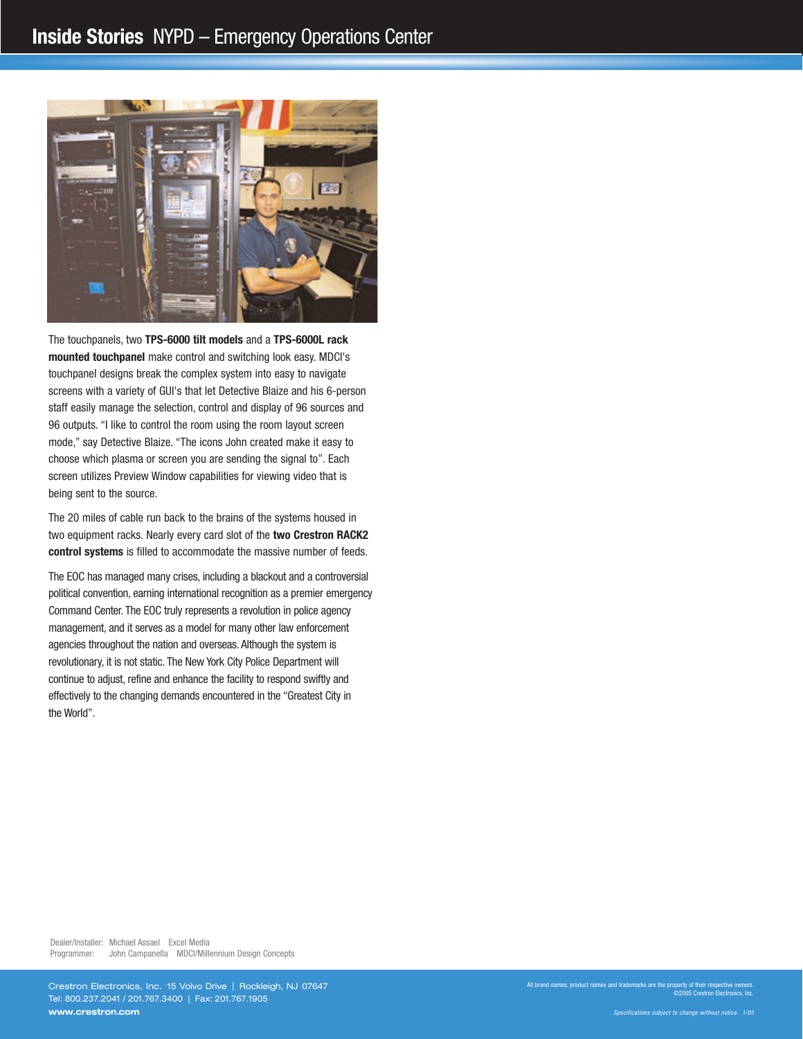The touchpanels, two **TPS-6000 tilt models** and a **TPS-6000L rack mounted touchpanel** make control and switching look easy. MDCI's touchpanel designs break the complex system into easy to navigate screens with a variety of GUI's that let Detective Blaize and his 6-person staff easily manage the selection, control and display of 96 sources and 96 outputs. "I like to control the room using the room layout screen mode," say Detective Blaize. "The icons John created make it easy to choose which plasma or screen you are sending the signal to". Each screen utilizes Preview Window capabilities for viewing video that is being sent to the source.

The 20 miles of cable run back to the brains of the systems housed in two equipment racks. Nearly every card slot of the **two Crestron RACK2 control systems** is filled to accommodate the massive number of feeds.

The EOC has managed many crises, including a blackout and a controversial political convention, earning international recognition as a premier emergency Command Center. The EOC truly represents a revolution in police agency management, and it serves as a model for many other law enforcement agencies throughout the nation and overseas. Although the system is revolutionary, it is not static. The New York City Police Department will continue to adjust, refine and enhance the facility to respond swiftly and effectively to the changing demands encountered in the "Greatest City in the World".

Dealer/Installer: Michael Assael Excel Media
Programmer: John Campanella MDCI/Millennium Design Concepts

Crestron Electronics, Inc. 15 Volvo Drive | Rockleigh, NJ 07647
Tel: 800.237.2041 / 201.767.3400 | Fax: 201.767.1905
**www.crestron.com**

All brand names, product names and trademarks are the property of their respective owners.
©2005 Crestron Electronics, Inc.

*Specifications subject to change without notice. 1/05*